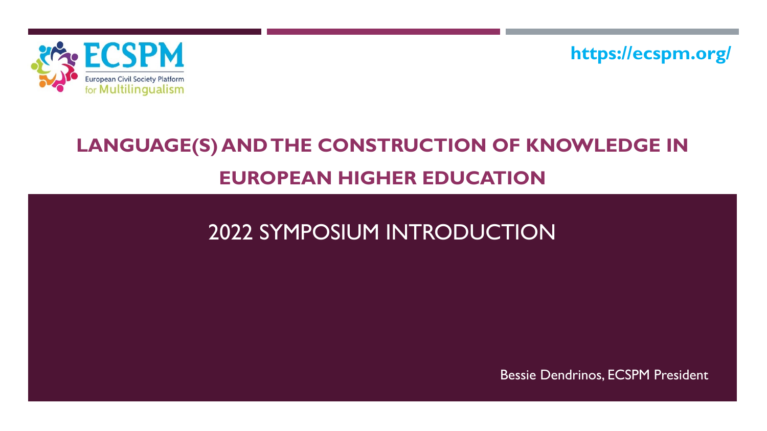ECSPM

European Civil Society Platform for Multilingualism

https://ecspm.org/

# LANGUAGE(S) AND THE CONSTRUCTION OF KNOWLEDGE IN EUROPEAN HIGHER EDUCATION

## 2022 SYMPOSIUM INTRODUCTION

Bessie Dendrinos, ECSPM President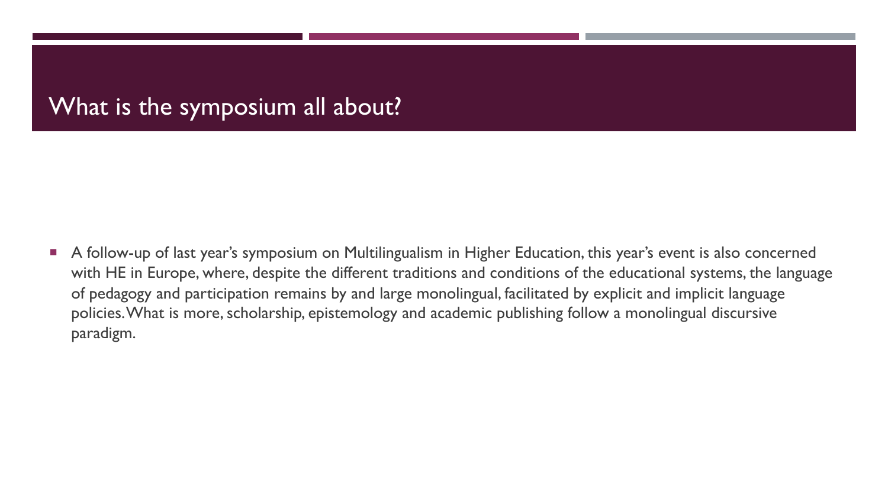# What is the symposium all about?

- A follow-up of last year's symposium on Multilingualism in Higher Education, this year's event is also concerned with HE in Europe, where, despite the different traditions and conditions of the educational systems, the language of pedagogy and participation remains by and large monolingual, facilitated by explicit and implicit language policies. What is more, scholarship, epistemology and academic publishing follow a monolingual discursive paradigm.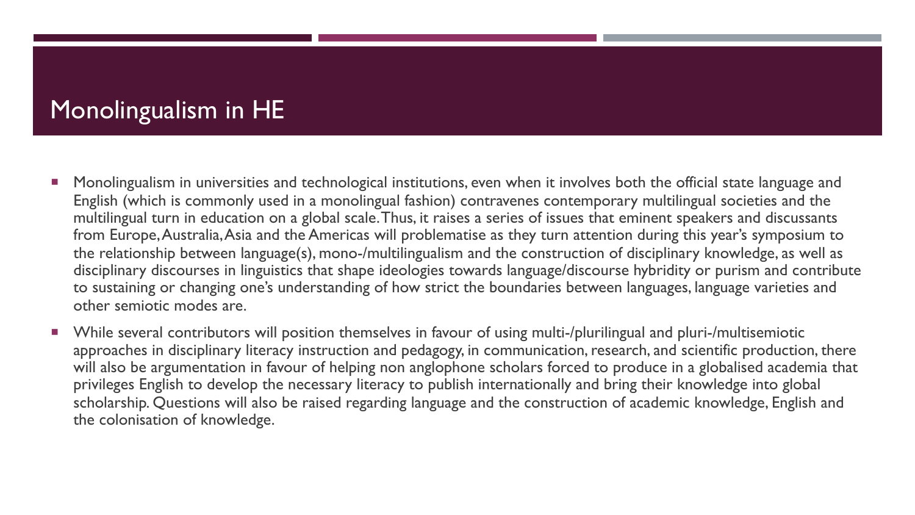# Monolingualism in HE

- Monolingualism in universities and technological institutions, even when it involves both the official state language and English (which is commonly used in a monolingual fashion) contravenes contemporary multilingual societies and the multilingual turn in education on a global scale. Thus, it raises a series of issues that eminent speakers and discussants from Europe, Australia, Asia and the Americas will problematise as they turn attention during this year's symposium to the relationship between language(s), mono-/multilingualism and the construction of disciplinary knowledge, as well as disciplinary discourses in linguistics that shape ideologies towards language/discourse hybridity or purism and contribute to sustaining or changing one's understanding of how strict the boundaries between languages, language varieties and other semiotic modes are.
- While several contributors will position themselves in favour of using multi-/plurilingual and pluri-/multisemiotic approaches in disciplinary literacy instruction and pedagogy, in communication, research, and scientific production, there will also be argumentation in favour of helping non anglophone scholars forced to produce in a globalised academia that privileges English to develop the necessary literacy to publish internationally and bring their knowledge into global scholarship. Questions will also be raised regarding language and the construction of academic knowledge, English and the colonisation of knowledge.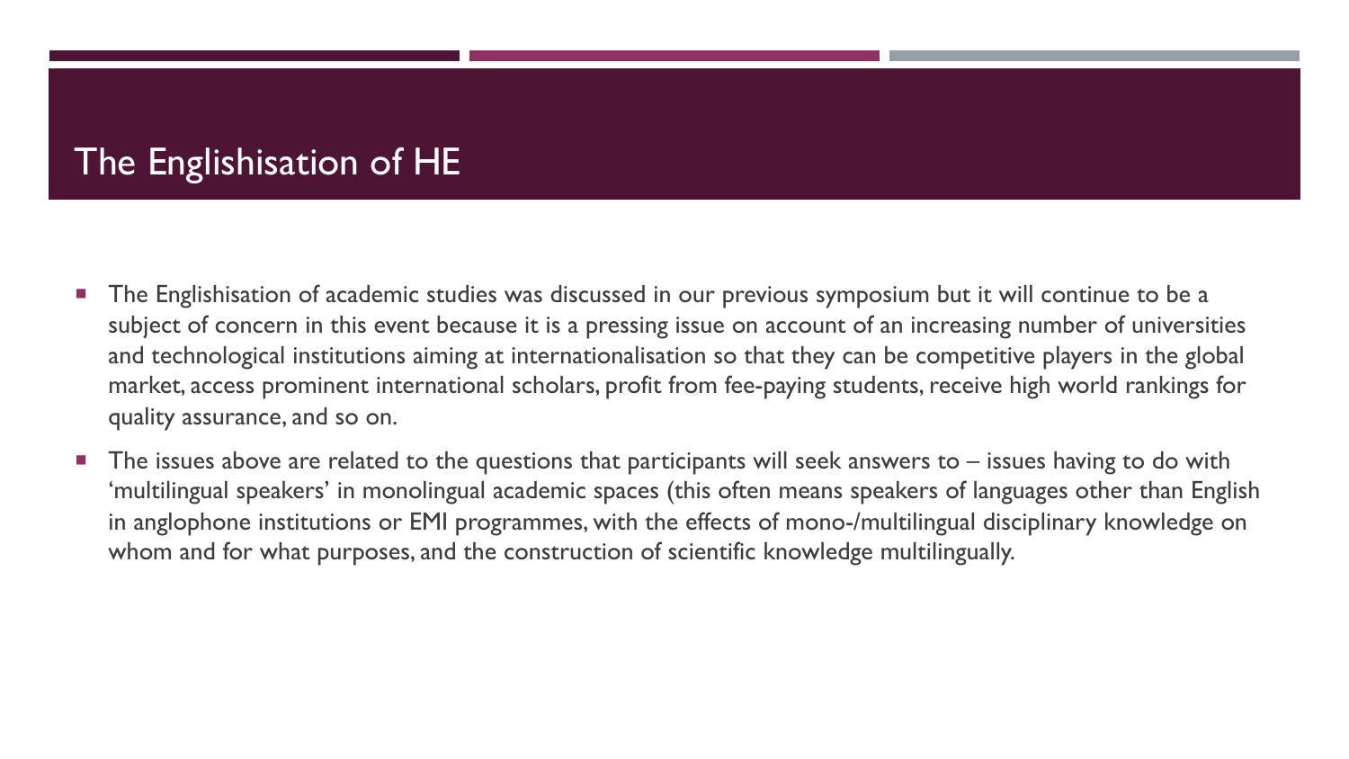# The Englishisation of HE

- The Englishisation of academic studies was discussed in our previous symposium but it will continue to be a subject of concern in this event because it is a pressing issue on account of an increasing number of universities and technological institutions aiming at internationalisation so that they can be competitive players in the global market, access prominent international scholars, profit from fee-paying students, receive high world rankings for quality assurance, and so on.
- The issues above are related to the questions that participants will seek answers to – issues having to do with 'multilingual speakers' in monolingual academic spaces (this often means speakers of languages other than English in anglophone institutions or EMI programmes, with the effects of mono-/multilingual disciplinary knowledge on whom and for what purposes, and the construction of scientific knowledge multilingually.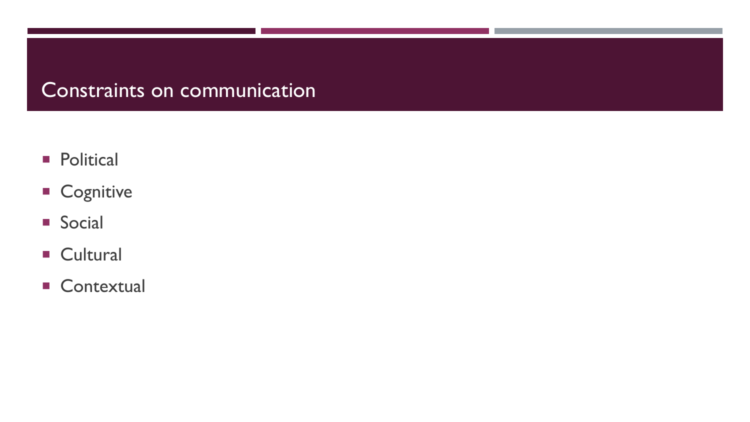# Constraints on communication

- Political
- Cognitive
- Social
- Cultural
- Contextual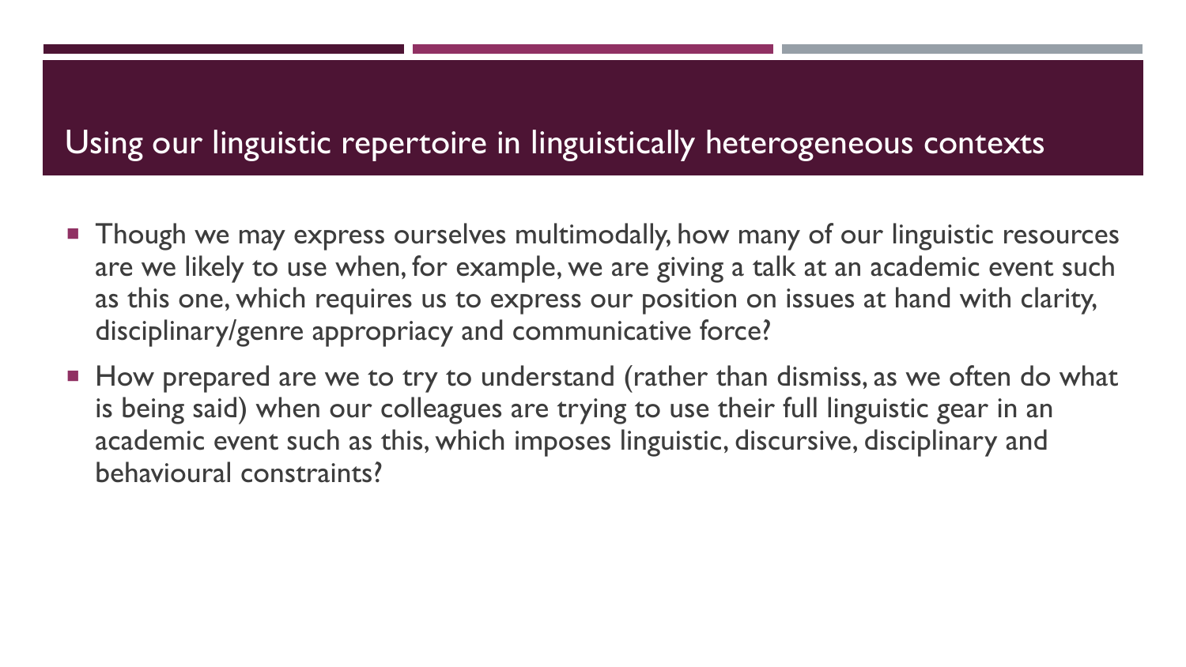## Using our linguistic repertoire in linguistically heterogeneous contexts

- Though we may express ourselves multimodally, how many of our linguistic resources are we likely to use when, for example, we are giving a talk at an academic event such as this one, which requires us to express our position on issues at hand with clarity, disciplinary/genre appropriacy and communicative force?
- How prepared are we to try to understand (rather than dismiss, as we often do what is being said) when our colleagues are trying to use their full linguistic gear in an academic event such as this, which imposes linguistic, discursive, disciplinary and behavioural constraints?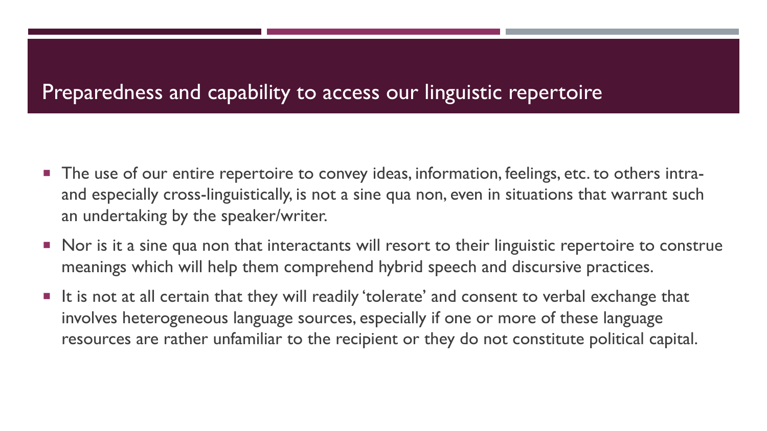# Preparedness and capability to access our linguistic repertoire

- The use of our entire repertoire to convey ideas, information, feelings, etc. to others intra- and especially cross-linguistically, is not a sine qua non, even in situations that warrant such an undertaking by the speaker/writer.
- Nor is it a sine qua non that interactants will resort to their linguistic repertoire to construe meanings which will help them comprehend hybrid speech and discursive practices.
- It is not at all certain that they will readily 'tolerate' and consent to verbal exchange that involves heterogeneous language sources, especially if one or more of these language resources are rather unfamiliar to the recipient or they do not constitute political capital.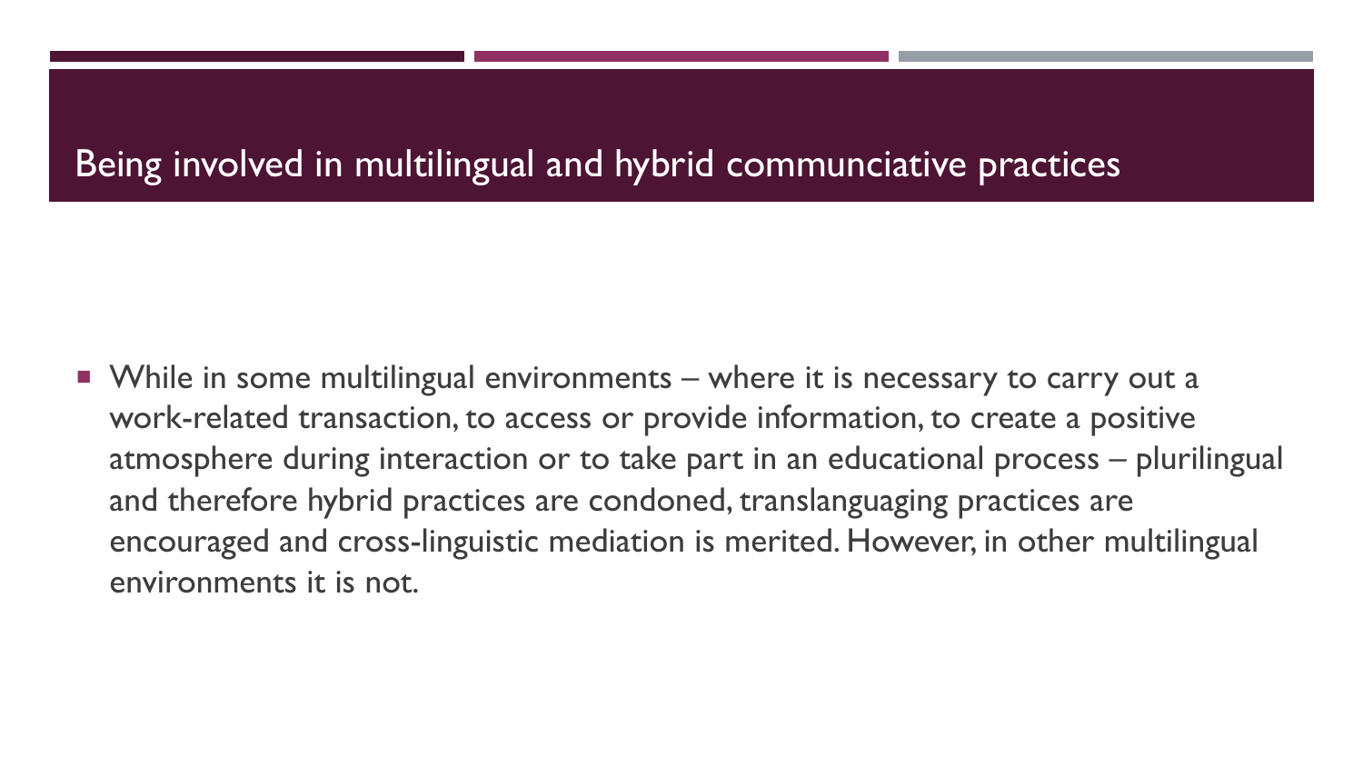# Being involved in multilingual and hybrid communciative practices

- While in some multilingual environments – where it is necessary to carry out a work-related transaction, to access or provide information, to create a positive atmosphere during interaction or to take part in an educational process – plurilingual and therefore hybrid practices are condoned, translanguaging practices are encouraged and cross-linguistic mediation is merited. However, in other multilingual environments it is not.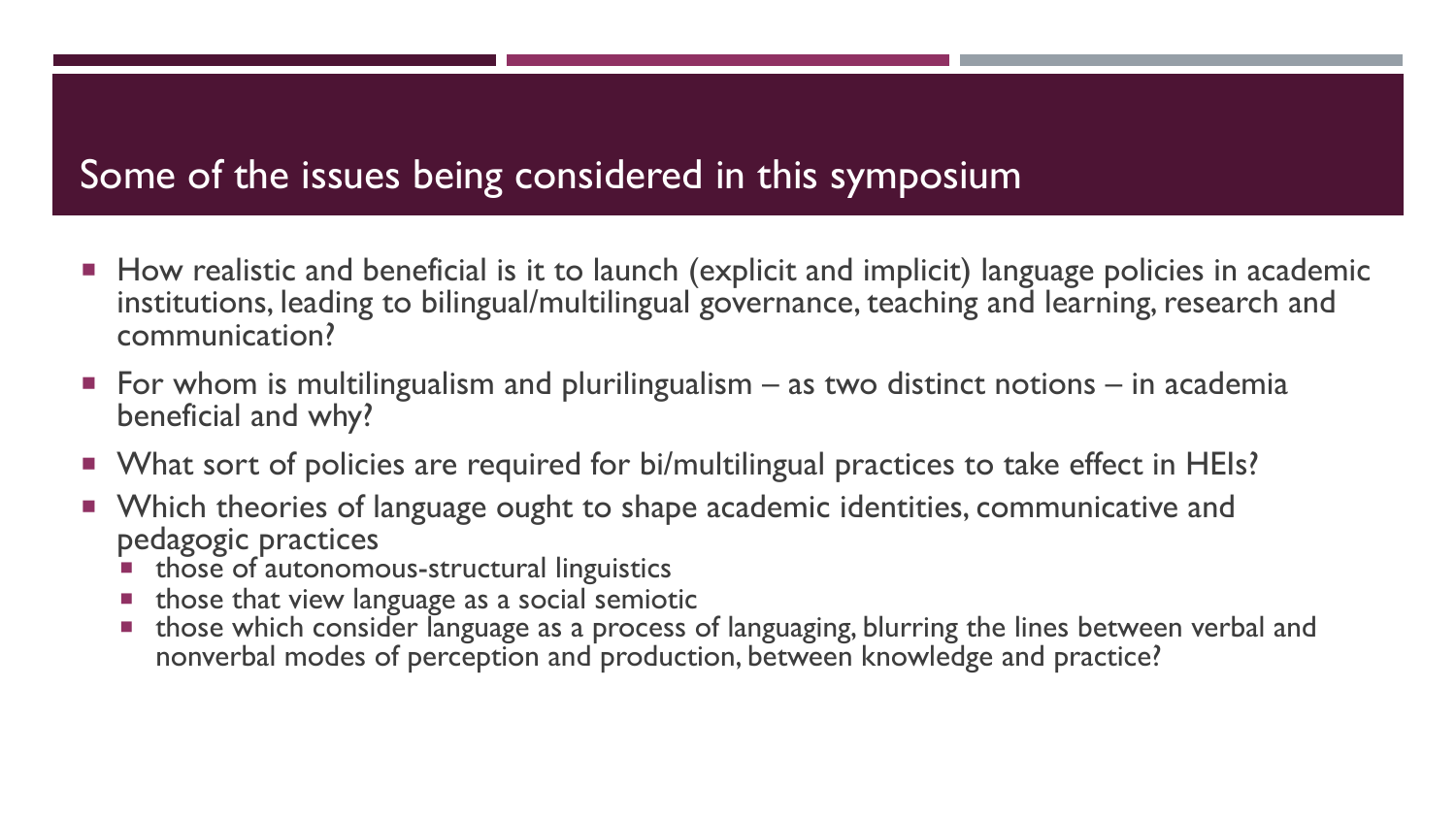## Some of the issues being considered in this symposium

- How realistic and beneficial is it to launch (explicit and implicit) language policies in academic institutions, leading to bilingual/multilingual governance, teaching and learning, research and communication?
- For whom is multilingualism and plurilingualism – as two distinct notions – in academia beneficial and why?
- What sort of policies are required for bi/multilingual practices to take effect in HEIs?
- Which theories of language ought to shape academic identities, communicative and pedagogic practices
  - those of autonomous-structural linguistics
  - those that view language as a social semiotic
  - those which consider language as a process of languaging, blurring the lines between verbal and nonverbal modes of perception and production, between knowledge and practice?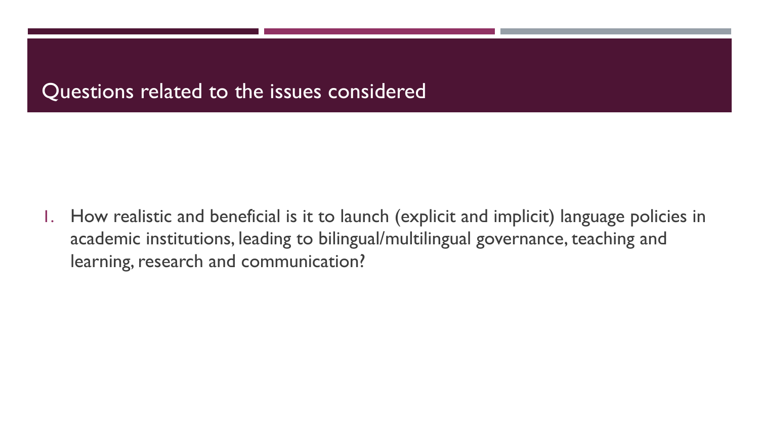## Questions related to the issues considered

1. How realistic and beneficial is it to launch (explicit and implicit) language policies in academic institutions, leading to bilingual/multilingual governance, teaching and learning, research and communication?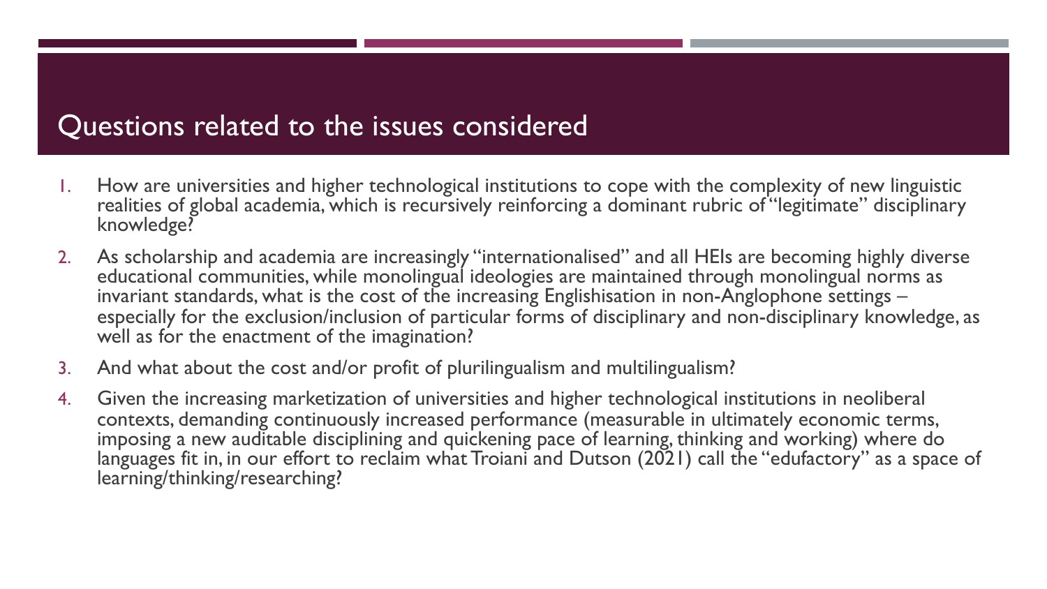## Questions related to the issues considered

1. How are universities and higher technological institutions to cope with the complexity of new linguistic realities of global academia, which is recursively reinforcing a dominant rubric of "legitimate" disciplinary knowledge?
2. As scholarship and academia are increasingly "internationalised" and all HEIs are becoming highly diverse educational communities, while monolingual ideologies are maintained through monolingual norms as invariant standards, what is the cost of the increasing Englishisation in non-Anglophone settings – especially for the exclusion/inclusion of particular forms of disciplinary and non-disciplinary knowledge, as well as for the enactment of the imagination?
3. And what about the cost and/or profit of plurilingualism and multilingualism?
4. Given the increasing marketization of universities and higher technological institutions in neoliberal contexts, demanding continuously increased performance (measurable in ultimately economic terms, imposing a new auditable disciplining and quickening pace of learning, thinking and working) where do languages fit in, in our effort to reclaim what Troiani and Dutson (2021) call the "edufactory" as a space of learning/thinking/researching?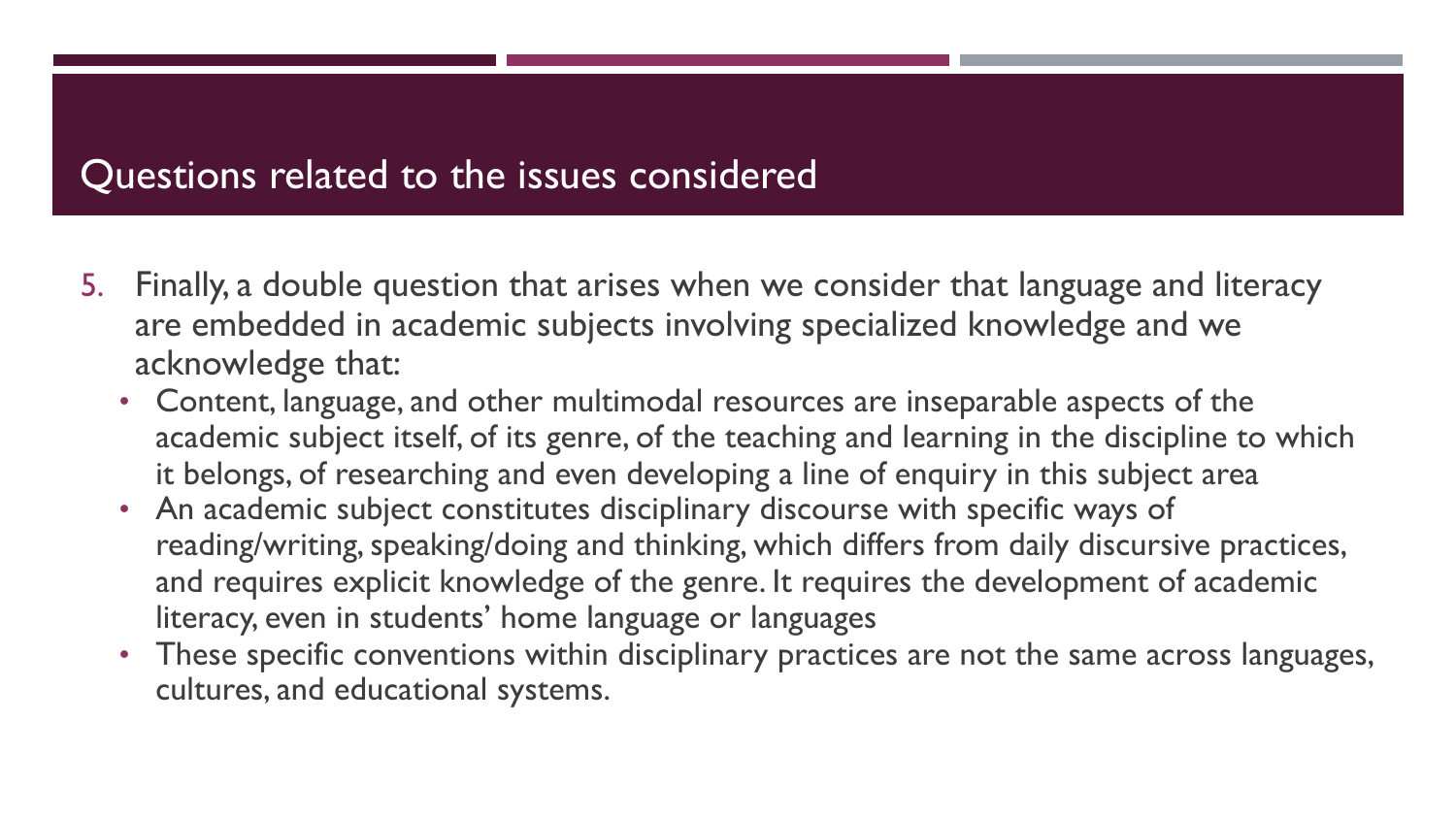## Questions related to the issues considered

5. Finally, a double question that arises when we consider that language and literacy are embedded in academic subjects involving specialized knowledge and we acknowledge that:
   - Content, language, and other multimodal resources are inseparable aspects of the academic subject itself, of its genre, of the teaching and learning in the discipline to which it belongs, of researching and even developing a line of enquiry in this subject area
   - An academic subject constitutes disciplinary discourse with specific ways of reading/writing, speaking/doing and thinking, which differs from daily discursive practices, and requires explicit knowledge of the genre. It requires the development of academic literacy, even in students' home language or languages
   - These specific conventions within disciplinary practices are not the same across languages, cultures, and educational systems.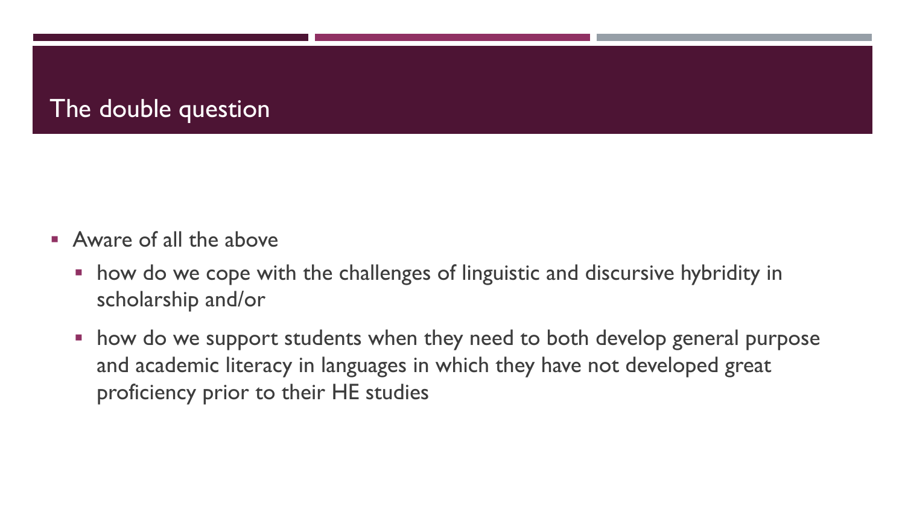# The double question

- Aware of all the above
  - how do we cope with the challenges of linguistic and discursive hybridity in scholarship and/or
  - how do we support students when they need to both develop general purpose and academic literacy in languages in which they have not developed great proficiency prior to their HE studies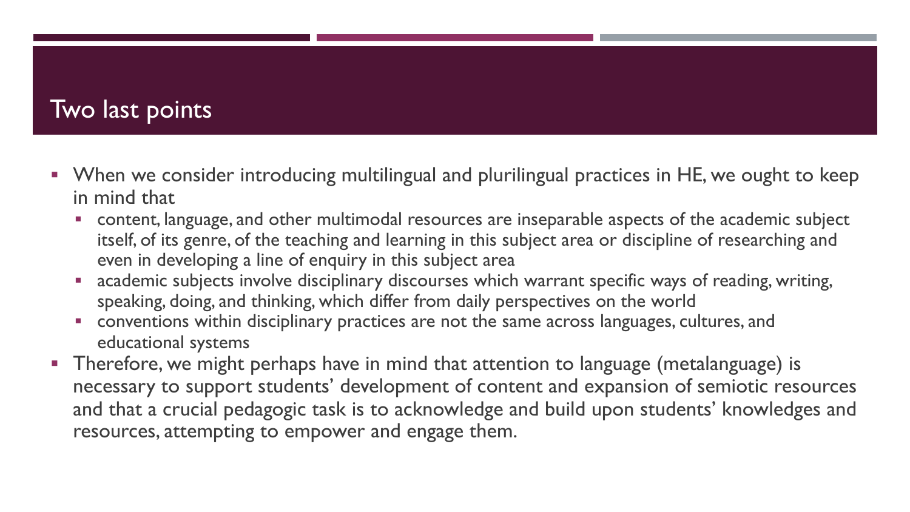# Two last points

- When we consider introducing multilingual and plurilingual practices in HE, we ought to keep in mind that
  - content, language, and other multimodal resources are inseparable aspects of the academic subject itself, of its genre, of the teaching and learning in this subject area or discipline of researching and even in developing a line of enquiry in this subject area
  - academic subjects involve disciplinary discourses which warrant specific ways of reading, writing, speaking, doing, and thinking, which differ from daily perspectives on the world
  - conventions within disciplinary practices are not the same across languages, cultures, and educational systems
- Therefore, we might perhaps have in mind that attention to language (metalanguage) is necessary to support students' development of content and expansion of semiotic resources and that a crucial pedagogic task is to acknowledge and build upon students' knowledges and resources, attempting to empower and engage them.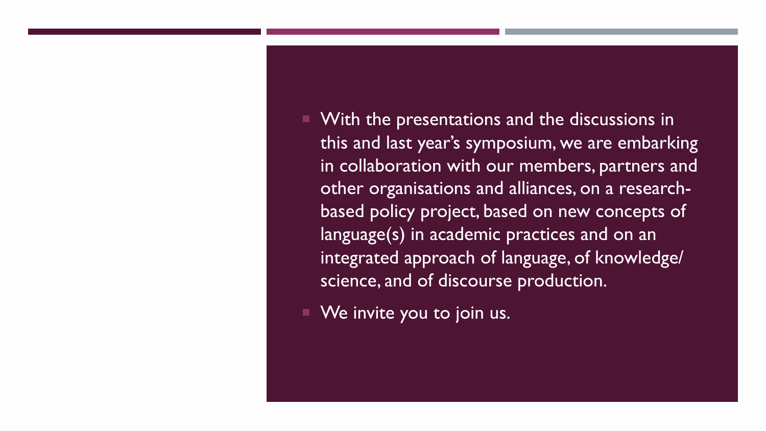- With the presentations and the discussions in this and last year's symposium, we are embarking in collaboration with our members, partners and other organisations and alliances, on a research-based policy project, based on new concepts of language(s) in academic practices and on an integrated approach of language, of knowledge/ science, and of discourse production.
- We invite you to join us.